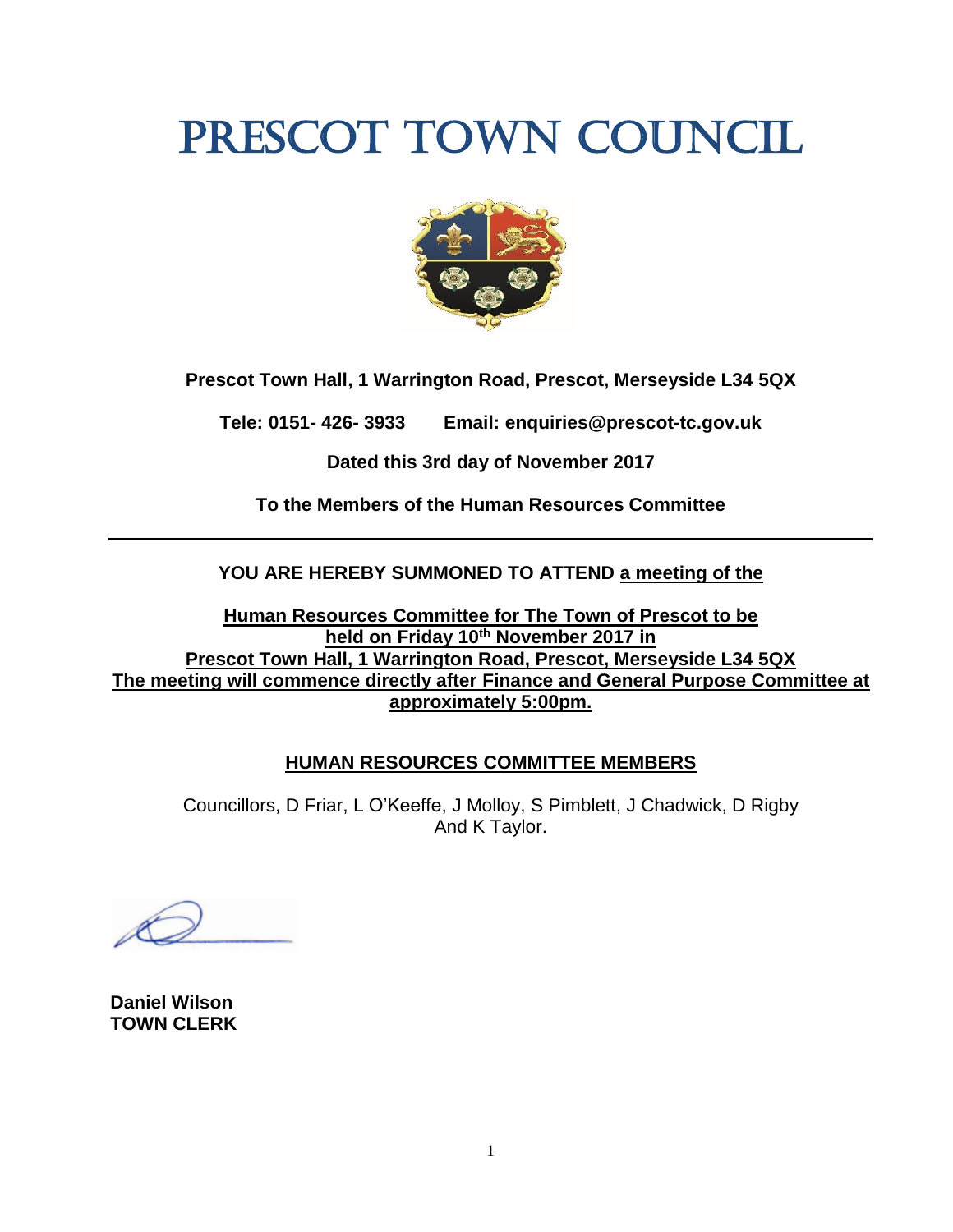# PRESCOT TOWN COUNCIL

**Prescot Town Hall, 1 Warrington Road, Prescot, Merseyside L34 5QX**

**Tele: 0151- 426- 3933 Email: enquiries@prescot-tc.gov.uk**

**Dated this 3rd day of November 2017**

**To the Members of the Human Resources Committee**

---

**YOU ARE HEREBY SUMMONED TO ATTEND <u>a meeting of the</u>**

**<u>Human Resources Committee for The Town of Prescot to be held on Friday 10th November 2017 in Prescot Town Hall, 1 Warrington Road, Prescot, Merseyside L34 5QX The meeting will commence directly after Finance and General Purpose Committee at approximately 5:00pm.</u>**

**<u>HUMAN RESOURCES COMMITTEE MEMBERS</u>**

Councillors, D Friar, L O'Keeffe, J Molloy, S Pimblett, J Chadwick, D Rigby And K Taylor.

**Daniel Wilson**
**TOWN CLERK**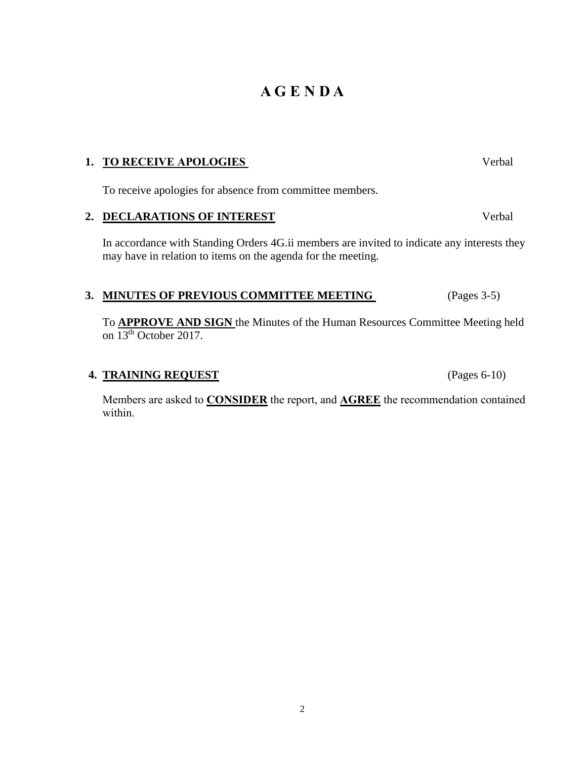# A G E N D A

**1. <u>TO RECEIVE APOLOGIES</u>** Verbal

To receive apologies for absence from committee members.

**2. <u>DECLARATIONS OF INTEREST</u>** Verbal

In accordance with Standing Orders 4G.ii members are invited to indicate any interests they may have in relation to items on the agenda for the meeting.

**3. <u>MINUTES OF PREVIOUS COMMITTEE MEETING</u>** (Pages 3-5)

To **<u>APPROVE AND SIGN</u>** the Minutes of the Human Resources Committee Meeting held on 13th October 2017.

**4. <u>TRAINING REQUEST</u>** (Pages 6-10)

Members are asked to **<u>CONSIDER</u>** the report, and **<u>AGREE</u>** the recommendation contained within.